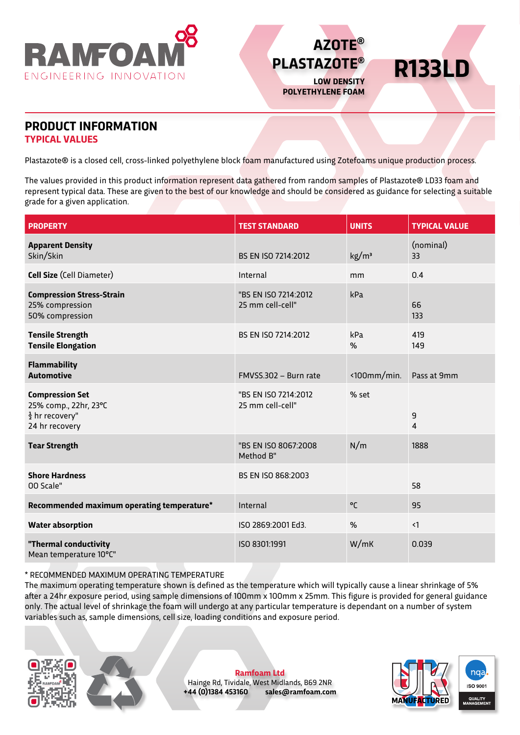RAMFOAM
ENGINEERING INNOVATION

# AZOTE® PLASTAZOTE®

**LOW DENSITY POLYETHYLENE FOAM**

# R133LD

## PRODUCT INFORMATION

### TYPICAL VALUES

Plastazote® is a closed cell, cross-linked polyethylene block foam manufactured using Zotefoams unique production process.

The values provided in this product information represent data gathered from random samples of Plastazote® LD33 foam and represent typical data. These are given to the best of our knowledge and should be considered as guidance for selecting a suitable grade for a given application.

| PROPERTY | TEST STANDARD | UNITS | TYPICAL VALUE |
|---|---|---|---|
| **Apparent Density**<br>Skin/Skin | BS EN ISO 7214:2012 | kg/m³ | (nominal)<br>33 |
| **Cell Size** (Cell Diameter) | Internal | mm | 0.4 |
| **Compression Stress-Strain**<br>25% compression<br>50% compression | "BS EN ISO 7214:2012<br>25 mm cell-cell" | kPa | <br>66<br>133 |
| **Tensile Strength**<br>**Tensile Elongation** | BS EN ISO 7214:2012 | kPa<br>% | 419<br>149 |
| **Flammability**<br>**Automotive** | FMVSS.302 – Burn rate | <100mm/min. | Pass at 9mm |
| **Compression Set**<br>25% comp., 22hr, 23°C<br>½ hr recovery"<br>24 hr recovery | "BS EN ISO 7214:2012<br>25 mm cell-cell" | % set | <br><br>9<br>4 |
| **Tear Strength** | "BS EN ISO 8067:2008<br>Method B" | N/m | 1888 |
| **Shore Hardness**<br>OO Scale" | BS EN ISO 868:2003 | | 58 |
| **Recommended maximum operating temperature*** | Internal | °C | 95 |
| **Water absorption** | ISO 2869:2001 Ed3. | % | <1 |
| **"Thermal conductivity**<br>Mean temperature 10°C" | ISO 8301:1991 | W/mK | 0.039 |

\* RECOMMENDED MAXIMUM OPERATING TEMPERATURE
The maximum operating temperature shown is defined as the temperature which will typically cause a linear shrinkage of 5% after a 24hr exposure period, using sample dimensions of 100mm x 100mm x 25mm. This figure is provided for general guidance only. The actual level of shrinkage the foam will undergo at any particular temperature is dependant on a number of system variables such as, sample dimensions, cell size, loading conditions and exposure period.

**Ramfoam Ltd**
Hainge Rd, Tividale, West Midlands, B69 2NR
**+44 (0)1384 453160** **sales@ramfoam.com**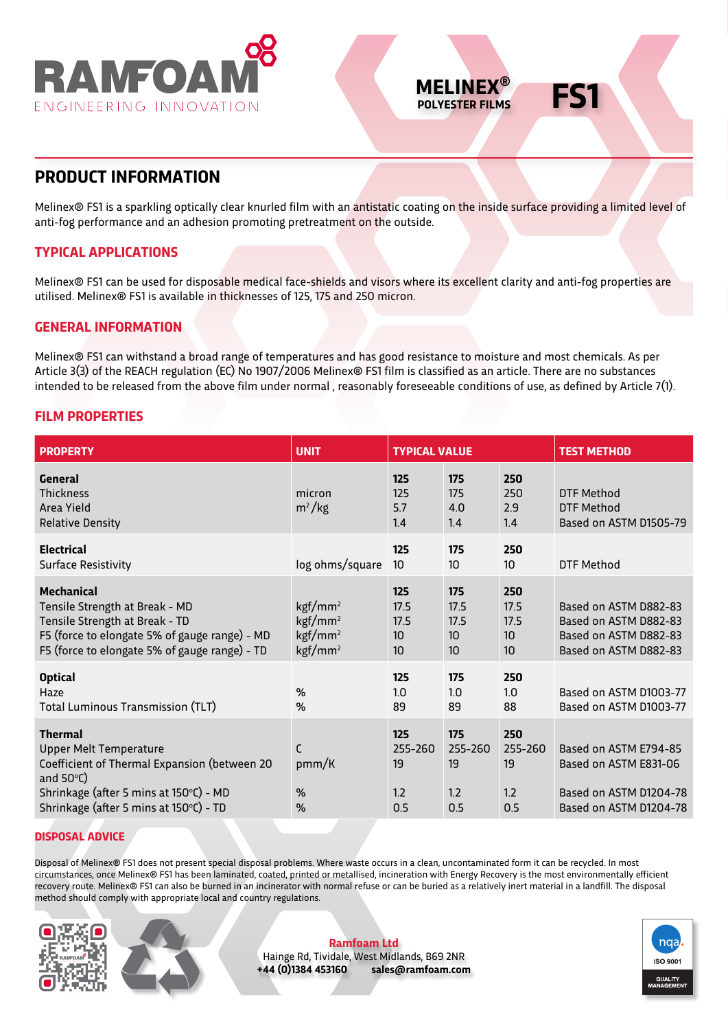RAMFOAM
ENGINEERING INNOVATION

MELINEX®
POLYESTER FILMS

# FS1

## PRODUCT INFORMATION

Melinex® FS1 is a sparkling optically clear knurled film with an antistatic coating on the inside surface providing a limited level of anti-fog performance and an adhesion promoting pretreatment on the outside.

### TYPICAL APPLICATIONS

Melinex® FS1 can be used for disposable medical face-shields and visors where its excellent clarity and anti-fog properties are utilised. Melinex® FS1 is available in thicknesses of 125, 175 and 250 micron.

### GENERAL INFORMATION

Melinex® FS1 can withstand a broad range of temperatures and has good resistance to moisture and most chemicals. As per Article 3(3) of the REACH regulation (EC) No 1907/2006 Melinex® FS1 film is classified as an article. There are no substances intended to be released from the above film under normal , reasonably foreseeable conditions of use, as defined by Article 7(1).

### FILM PROPERTIES

| PROPERTY | UNIT | TYPICAL VALUE | | | TEST METHOD |
|---|---|---|---|---|---|
| **General** | | **125** | **175** | **250** | |
| Thickness | micron | 125 | 175 | 250 | DTF Method |
| Area Yield | $m^2/kg$ | 5.7 | 4.0 | 2.9 | DTF Method |
| Relative Density | | 1.4 | 1.4 | 1.4 | Based on ASTM D1505-79 |
| **Electrical** | | **125** | **175** | **250** | |
| Surface Resistivity | log ohms/square | 10 | 10 | 10 | DTF Method |
| **Mechanical** | | **125** | **175** | **250** | |
| Tensile Strength at Break - MD | $kgf/mm^2$ | 17.5 | 17.5 | 17.5 | Based on ASTM D882-83 |
| Tensile Strength at Break - TD | $kgf/mm^2$ | 17.5 | 17.5 | 17.5 | Based on ASTM D882-83 |
| F5 (force to elongate 5% of gauge range) - MD | $kgf/mm^2$ | 10 | 10 | 10 | Based on ASTM D882-83 |
| F5 (force to elongate 5% of gauge range) - TD | $kgf/mm^2$ | 10 | 10 | 10 | Based on ASTM D882-83 |
| **Optical** | | **125** | **175** | **250** | |
| Haze | % | 1.0 | 1.0 | 1.0 | Based on ASTM D1003-77 |
| Total Luminous Transmission (TLT) | % | 89 | 89 | 88 | Based on ASTM D1003-77 |
| **Thermal** | | **125** | **175** | **250** | |
| Upper Melt Temperature | C | 255-260 | 255-260 | 255-260 | Based on ASTM E794-85 |
| Coefficient of Thermal Expansion (between 20 and 50°C) | pmm/K | 19 | 19 | 19 | Based on ASTM E831-06 |
| Shrinkage (after 5 mins at 150°C) - MD | % | 1.2 | 1.2 | 1.2 | Based on ASTM D1204-78 |
| Shrinkage (after 5 mins at 150°C) - TD | % | 0.5 | 0.5 | 0.5 | Based on ASTM D1204-78 |

### DISPOSAL ADVICE

Disposal of Melinex® FS1 does not present special disposal problems. Where waste occurs in a clean, uncontaminated form it can be recycled. In most circumstances, once Melinex® FS1 has been laminated, coated, printed or metallised, incineration with Energy Recovery is the most environmentally efficient recovery route. Melinex® FS1 can also be burned in an incinerator with normal refuse or can be buried as a relatively inert material in a landfill. The disposal method should comply with appropriate local and country regulations.

**Ramfoam Ltd**
Hainge Rd, Tividale, West Midlands, B69 2NR
**+44 (0)1384 453160** **sales@ramfoam.com**

nqa ISO 9001 QUALITY MANAGEMENT